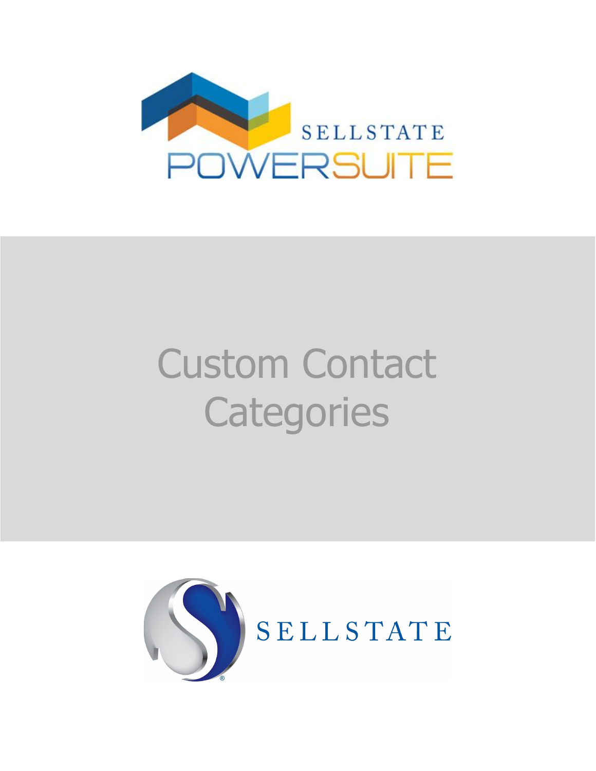SELLSTATE POWERSUITE

# Custom Contact Categories

SELLSTATE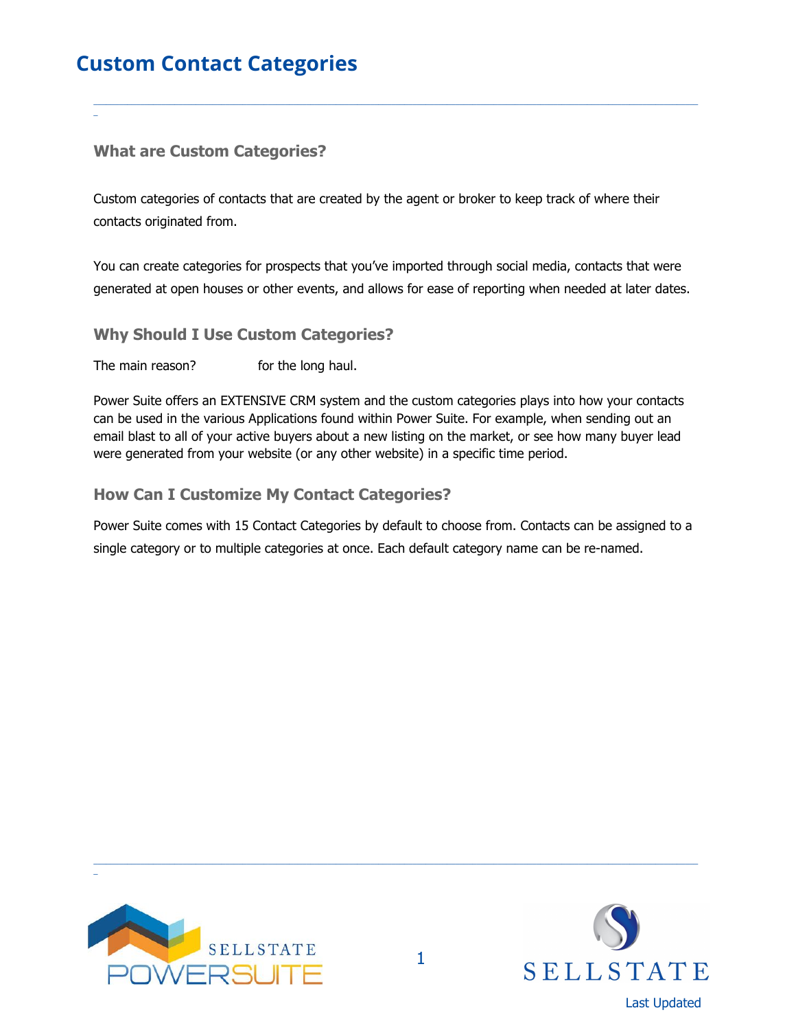# Custom Contact Categories

### What are Custom Categories?

Custom categories of contacts that are created by the agent or broker to keep track of where their contacts originated from.

You can create categories for prospects that you've imported through social media, contacts that were generated at open houses or other events, and allows for ease of reporting when needed at later dates.

### Why Should I Use Custom Categories?

The main reason?             for the long haul.

Power Suite offers an EXTENSIVE CRM system and the custom categories plays into how your contacts can be used in the various Applications found within Power Suite. For example, when sending out an email blast to all of your active buyers about a new listing on the market, or see how many buyer lead were generated from your website (or any other website) in a specific time period.

### How Can I Customize My Contact Categories?

Power Suite comes with 15 Contact Categories by default to choose from. Contacts can be assigned to a single category or to multiple categories at once. Each default category name can be re-named.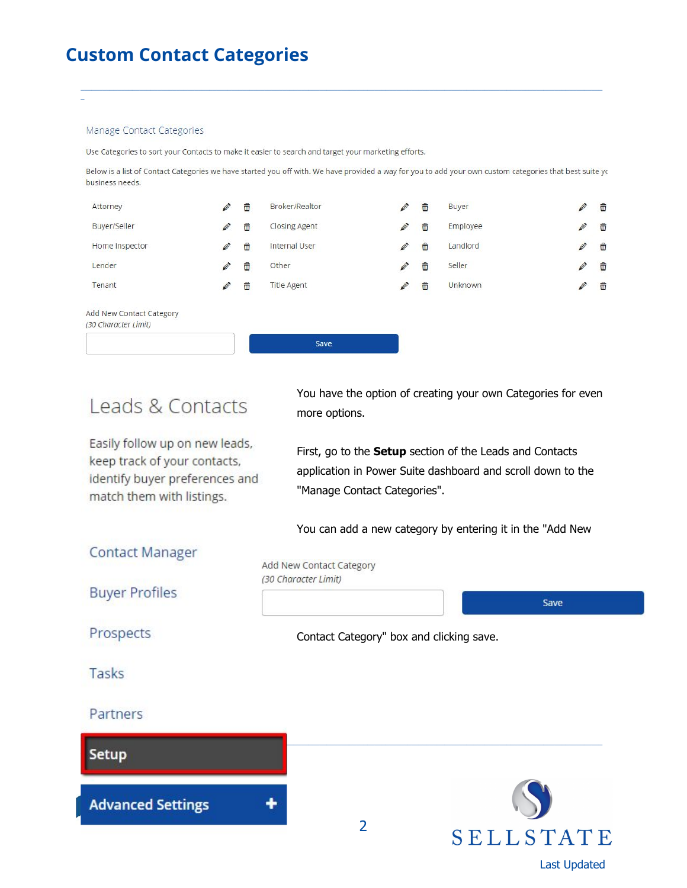# Custom Contact Categories

Manage Contact Categories

Use Categories to sort your Contacts to make it easier to search and target your marketing efforts.

Below is a list of Contact Categories we have started you off with. We have provided a way for you to add your own custom categories that best suite yc business needs.

| | | |
|---|---|---|
| Attorney | Broker/Realtor | Buyer |
| Buyer/Seller | Closing Agent | Employee |
| Home Inspector | Internal User | Landlord |
| Lender | Other | Seller |
| Tenant | Title Agent | Unknown |

Add New Contact Category
*(30 Character Limit)*

Save

Leads & Contacts

Easily follow up on new leads, keep track of your contacts, identify buyer preferences and match them with listings.

Contact Manager

Buyer Profiles

Prospects

Tasks

Partners

Setup

Advanced Settings

You have the option of creating your own Categories for even more options.

First, go to the **Setup** section of the Leads and Contacts application in Power Suite dashboard and scroll down to the "Manage Contact Categories".

You can add a new category by entering it in the "Add New Contact Category" box and clicking save.

Add New Contact Category
*(30 Character Limit)*

Save

SELLSTATE

Last Updated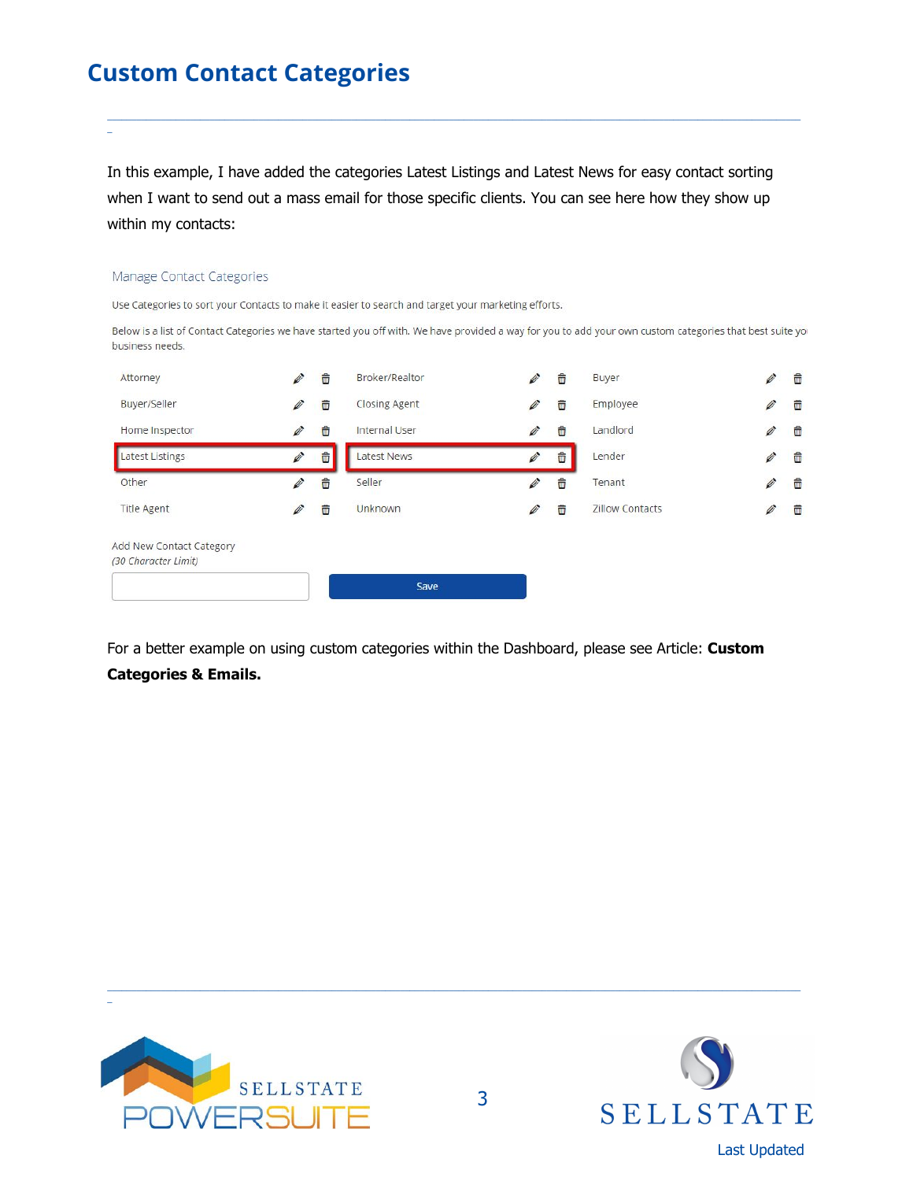# Custom Contact Categories

In this example, I have added the categories Latest Listings and Latest News for easy contact sorting when I want to send out a mass email for those specific clients. You can see here how they show up within my contacts:

Manage Contact Categories

Use Categories to sort your Contacts to make it easier to search and target your marketing efforts.

Below is a list of Contact Categories we have started you off with. We have provided a way for you to add your own custom categories that best suite yo business needs.

| | | |
|---|---|---|
| Attorney | Broker/Realtor | Buyer |
| Buyer/Seller | Closing Agent | Employee |
| Home Inspector | Internal User | Landlord |
| Latest Listings | Latest News | Lender |
| Other | Seller | Tenant |
| Title Agent | Unknown | Zillow Contacts |

Add New Contact Category
*(30 Character Limit)*

Save

For a better example on using custom categories within the Dashboard, please see Article: **Custom Categories & Emails.**

Last Updated